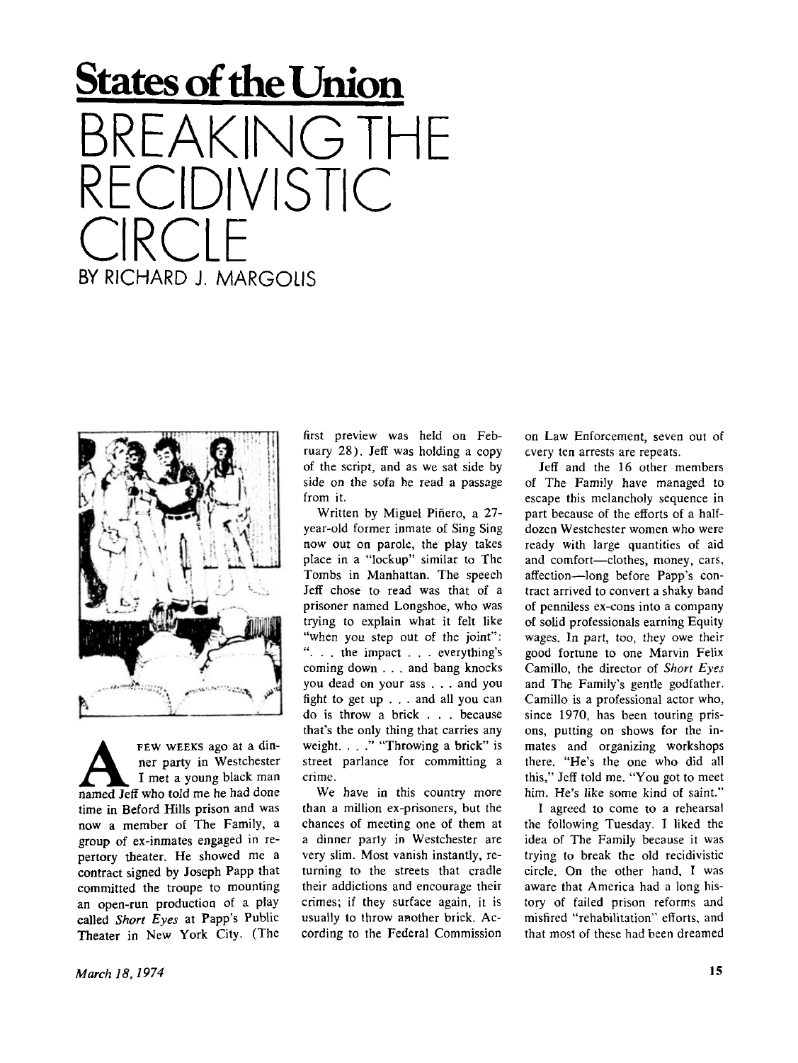**States of the Union**

# BREAKING THE RECIDIVISTIC CIRCLE

BY RICHARD J. MARGOLIS

A FEW WEEKS ago at a dinner party in Westchester I met a young black man named Jeff who told me he had done time in Beford Hills prison and was now a member of The Family, a group of ex-inmates engaged in repertory theater. He showed me a contract signed by Joseph Papp that committed the troupe to mounting an open-run production of a play called *Short Eyes* at Papp's Public Theater in New York City. (The first preview was held on February 28). Jeff was holding a copy of the script, and as we sat side by side on the sofa he read a passage from it.

Written by Miguel Piñero, a 27-year-old former inmate of Sing Sing now out on parole, the play takes place in a "lockup" similar to The Tombs in Manhattan. The speech Jeff chose to read was that of a prisoner named Longshoe, who was trying to explain what it felt like "when you step out of the joint": ". . . the impact . . . everything's coming down . . . and bang knocks you dead on your ass . . . and you fight to get up . . . and all you can do is throw a brick . . . because that's the only thing that carries any weight. . . ." "Throwing a brick" is street parlance for committing a crime.

We have in this country more than a million ex-prisoners, but the chances of meeting one of them at a dinner party in Westchester are very slim. Most vanish instantly, returning to the streets that cradle their addictions and encourage their crimes; if they surface again, it is usually to throw another brick. According to the Federal Commission on Law Enforcement, seven out of every ten arrests are repeats.

Jeff and the 16 other members of The Family have managed to escape this melancholy sequence in part because of the efforts of a half-dozen Westchester women who were ready with large quantities of aid and comfort—clothes, money, cars, affection—long before Papp's contract arrived to convert a shaky band of penniless ex-cons into a company of solid professionals earning Equity wages. In part, too, they owe their good fortune to one Marvin Felix Camillo, the director of *Short Eyes* and The Family's gentle godfather. Camillo is a professional actor who, since 1970, has been touring prisons, putting on shows for the inmates and organizing workshops there. "He's the one who did all this," Jeff told me. "You got to meet him. He's like some kind of saint."

I agreed to come to a rehearsal the following Tuesday. I liked the idea of The Family because it was trying to break the old recidivistic circle. On the other hand, I was aware that America had a long history of failed prison reforms and misfired "rehabilitation" efforts, and that most of these had been dreamed

*March 18, 1974*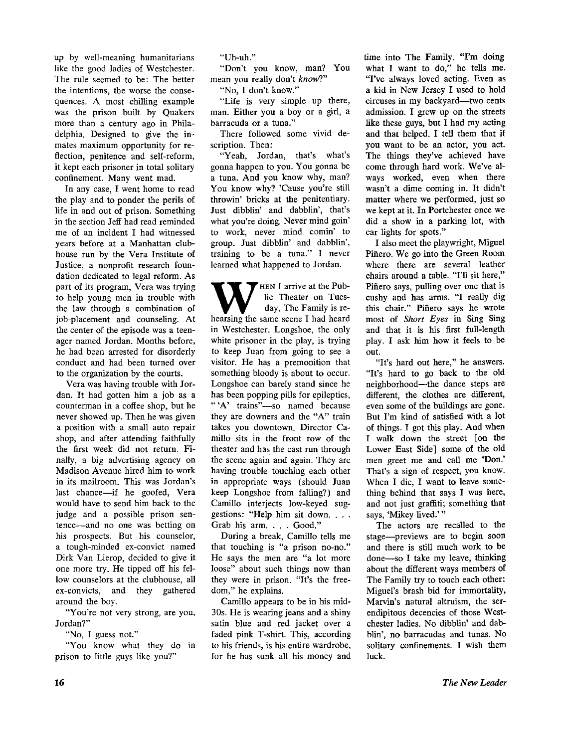up by well-meaning humanitarians like the good ladies of Westchester. The rule seemed to be: The better the intentions, the worse the consequences. A most chilling example was the prison built by Quakers more than a century ago in Philadelphia. Designed to give the inmates maximum opportunity for reflection, penitence and self-reform, it kept each prisoner in total solitary confinement. Many went mad.

In any case, I went home to read the play and to ponder the perils of life in and out of prison. Something in the section Jeff had read reminded me of an incident I had witnessed years before at a Manhattan clubhouse run by the Vera Institute of Justice, a nonprofit research foundation dedicated to legal reform. As part of its program, Vera was trying to help young men in trouble with the law through a combination of job-placement and counseling. At the center of the episode was a teenager named Jordan. Months before, he had been arrested for disorderly conduct and had been turned over to the organization by the courts.

Vera was having trouble with Jordan. It had gotten him a job as a counterman in a coffee shop, but he never showed up. Then he was given a position with a small auto repair shop, and after attending faithfully the first week did not return. Finally, a big advertising agency on Madison Avenue hired him to work in its mailroom. This was Jordan's last chance—if he goofed, Vera would have to send him back to the judge and a possible prison sentence—and no one was betting on his prospects. But his counselor, a tough-minded ex-convict named Dirk Van Lierop, decided to give it one more try. He tipped off his fellow counselors at the clubhouse, all ex-convicts, and they gathered around the boy.

"You're not very strong, are you, Jordan?"

"No, I guess not."

"You know what they do in prison to little guys like you?"

"Uh-uh."

"Don't you know, man? You mean you really don't *know*?"

"No, I don't know."

"Life is very simple up there, man. Either you a boy or a girl, a barracuda or a tuna."

There followed some vivid description. Then:

"Yeah, Jordan, that's what's gonna happen to you. You gonna be a tuna. And you know why, man? You know why? 'Cause you're still throwin' bricks at the penitentiary. Just dibblin' and dabblin', that's what you're doing. Never mind goin' to work, never mind comin' to group. Just dibblin' and dabblin', training to be a tuna." I never learned what happened to Jordan.

When I arrive at the Public Theater on Tuesday, The Family is rehearsing the same scene I had heard in Westchester. Longshoe, the only white prisoner in the play, is trying to keep Juan from going to see a visitor. He has a premonition that something bloody is about to occur. Longshoe can barely stand since he has been popping pills for epileptics, "'A' trains"—so named because they are downers and the "A" train takes you downtown. Director Camillo sits in the front row of the theater and has the cast run through the scene again and again. They are having trouble touching each other in appropriate ways (should Juan keep Longshoe from falling?) and Camillo interjects low-keyed suggestions: "Help him sit down. . . . Grab his arm. . . . Good."

During a break, Camillo tells me that touching is "a prison no-no." He says the men are "a lot more loose" about such things now than they were in prison. "It's the freedom," he explains.

Camillo appears to be in his mid-30s. He is wearing jeans and a shiny satin blue and red jacket over a faded pink T-shirt. This, according to his friends, is his entire wardrobe, for he has sunk all his money and time into The Family. "I'm doing what I want to do," he tells me. "I've always loved acting. Even as a kid in New Jersey I used to hold circuses in my backyard—two cents admission. I grew up on the streets like these guys, but I had my acting and that helped. I tell them that if you want to be an actor, you act. The things they've achieved have come through hard work. We've always worked, even when there wasn't a dime coming in. It didn't matter where we performed, just so we kept at it. In Portchester once we did a show in a parking lot, with car lights for spots."

I also meet the playwright, Miguel Piñero. We go into the Green Room where there are several leather chairs around a table. "I'll sit here," Piñero says, pulling over one that is cushy and has arms. "I really dig this chair." Piñero says he wrote most of *Short Eyes* in Sing Sing and that it is his first full-length play. I ask him how it feels to be out.

"It's hard out here," he answers. "It's hard to go back to the old neighborhood—the dance steps are different, the clothes are different, even some of the buildings are gone. But I'm kind of satisfied with a lot of things. I got this play. And when I walk down the street [on the Lower East Side] some of the old men greet me and call me 'Don.' That's a sign of respect, you know. When I die, I want to leave something behind that says I was here, and not just graffiti; something that says, 'Mikey lived.'"

The actors are recalled to the stage—previews are to begin soon and there is still much work to be done—so I take my leave, thinking about the different ways members of The Family try to touch each other: Miguel's brash bid for immortality, Marvin's natural altruism, the serendipitous decencies of those Westchester ladies. No dibblin' and dabblin', no barracudas and tunas. No solitary confinements. I wish them luck.